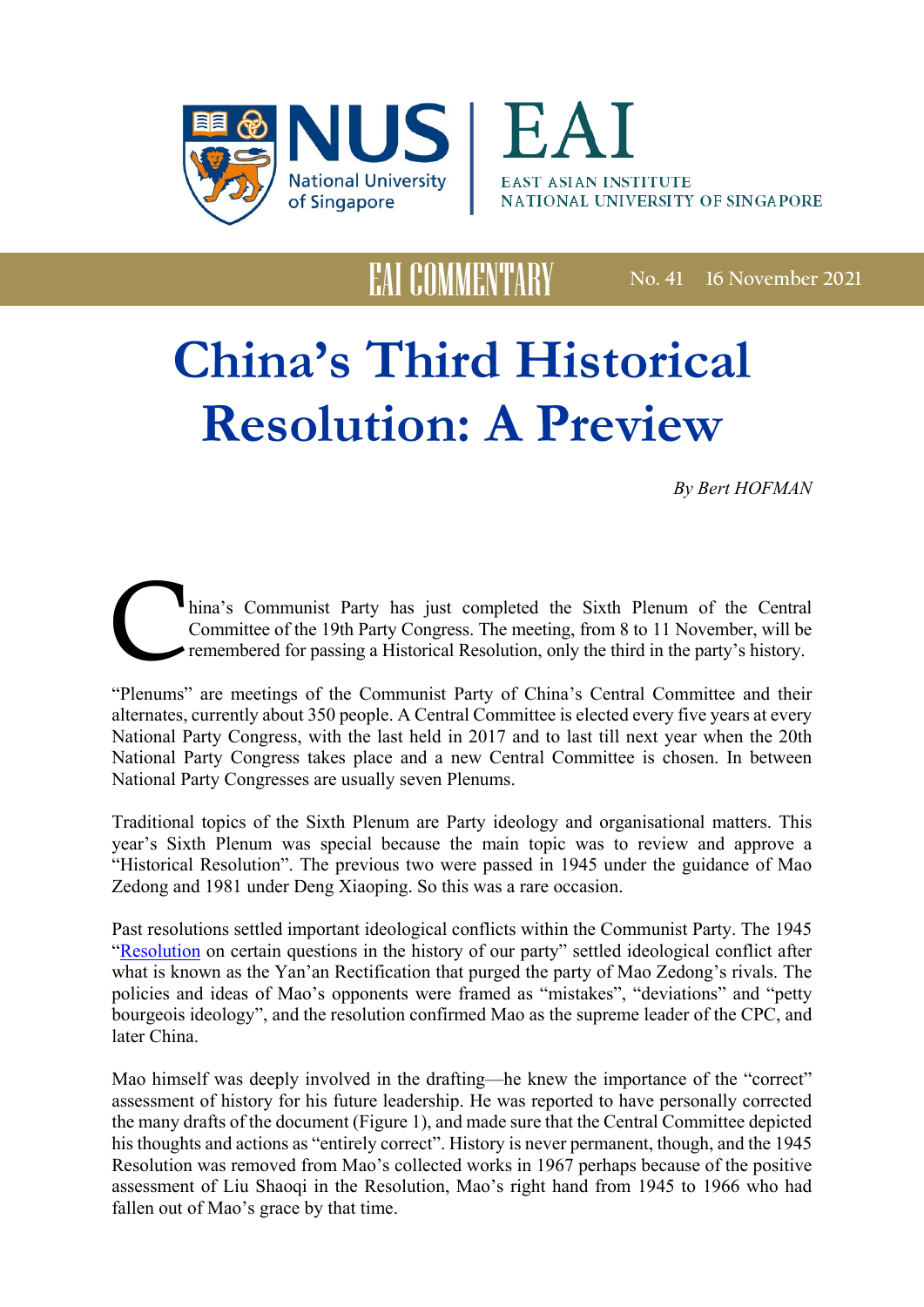EAI COMMENTARY No. 41 16 November 2021

# China's Third Historical Resolution: A Preview

*By Bert HOFMAN*

China's Communist Party has just completed the Sixth Plenum of the Central Committee of the 19th Party Congress. The meeting, from 8 to 11 November, will be remembered for passing a Historical Resolution, only the third in the party's history.

"Plenums" are meetings of the Communist Party of China's Central Committee and their alternates, currently about 350 people. A Central Committee is elected every five years at every National Party Congress, with the last held in 2017 and to last till next year when the 20th National Party Congress takes place and a new Central Committee is chosen. In between National Party Congresses are usually seven Plenums.

Traditional topics of the Sixth Plenum are Party ideology and organisational matters. This year's Sixth Plenum was special because the main topic was to review and approve a "Historical Resolution". The previous two were passed in 1945 under the guidance of Mao Zedong and 1981 under Deng Xiaoping. So this was a rare occasion.

Past resolutions settled important ideological conflicts within the Communist Party. The 1945 "Resolution on certain questions in the history of our party" settled ideological conflict after what is known as the Yan'an Rectification that purged the party of Mao Zedong's rivals. The policies and ideas of Mao's opponents were framed as "mistakes", "deviations" and "petty bourgeois ideology", and the resolution confirmed Mao as the supreme leader of the CPC, and later China.

Mao himself was deeply involved in the drafting—he knew the importance of the "correct" assessment of history for his future leadership. He was reported to have personally corrected the many drafts of the document (Figure 1), and made sure that the Central Committee depicted his thoughts and actions as "entirely correct". History is never permanent, though, and the 1945 Resolution was removed from Mao's collected works in 1967 perhaps because of the positive assessment of Liu Shaoqi in the Resolution, Mao's right hand from 1945 to 1966 who had fallen out of Mao's grace by that time.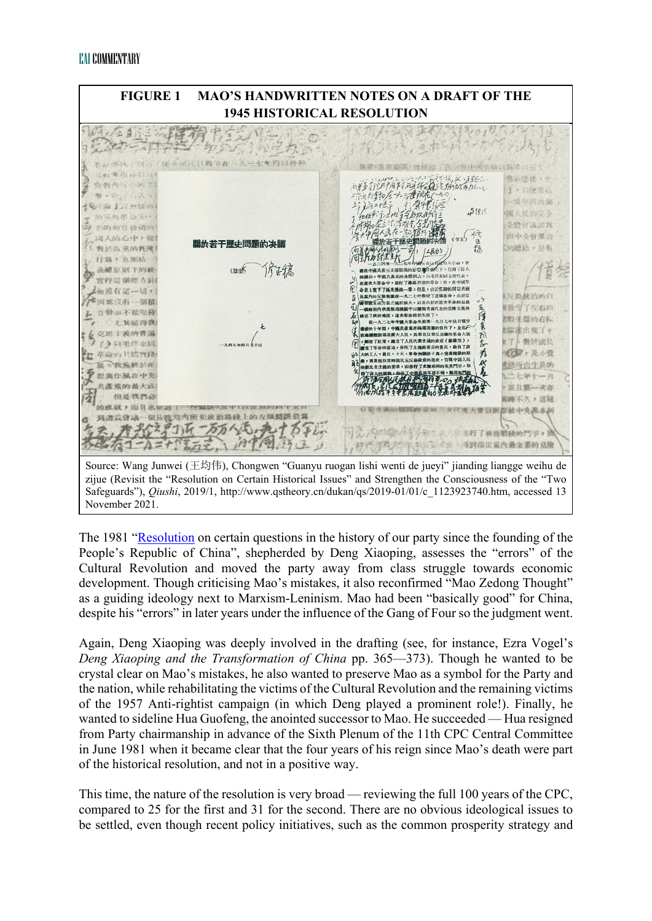**FIGURE 1 MAO'S HANDWRITTEN NOTES ON A DRAFT OF THE 1945 HISTORICAL RESOLUTION**

Source: Wang Junwei (王均伟), Chongwen "Guanyu ruogan lishi wenti de jueyi" jianding liangge weihu de zijue (Revisit the "Resolution on Certain Historical Issues" and Strengthen the Consciousness of the "Two Safeguards"), *Qiushi*, 2019/1, http://www.qstheory.cn/dukan/qs/2019-01/01/c_1123923740.htm, accessed 13 November 2021.

The 1981 "Resolution on certain questions in the history of our party since the founding of the People's Republic of China", shepherded by Deng Xiaoping, assesses the "errors" of the Cultural Revolution and moved the party away from class struggle towards economic development. Though criticising Mao's mistakes, it also reconfirmed "Mao Zedong Thought" as a guiding ideology next to Marxism-Leninism. Mao had been "basically good" for China, despite his "errors" in later years under the influence of the Gang of Four so the judgment went.

Again, Deng Xiaoping was deeply involved in the drafting (see, for instance, Ezra Vogel's *Deng Xiaoping and the Transformation of China* pp. 365—373). Though he wanted to be crystal clear on Mao's mistakes, he also wanted to preserve Mao as a symbol for the Party and the nation, while rehabilitating the victims of the Cultural Revolution and the remaining victims of the 1957 Anti-rightist campaign (in which Deng played a prominent role!). Finally, he wanted to sideline Hua Guofeng, the anointed successor to Mao. He succeeded — Hua resigned from Party chairmanship in advance of the Sixth Plenum of the 11th CPC Central Committee in June 1981 when it became clear that the four years of his reign since Mao's death were part of the historical resolution, and not in a positive way.

This time, the nature of the resolution is very broad — reviewing the full 100 years of the CPC, compared to 25 for the first and 31 for the second. There are no obvious ideological issues to be settled, even though recent policy initiatives, such as the common prosperity strategy and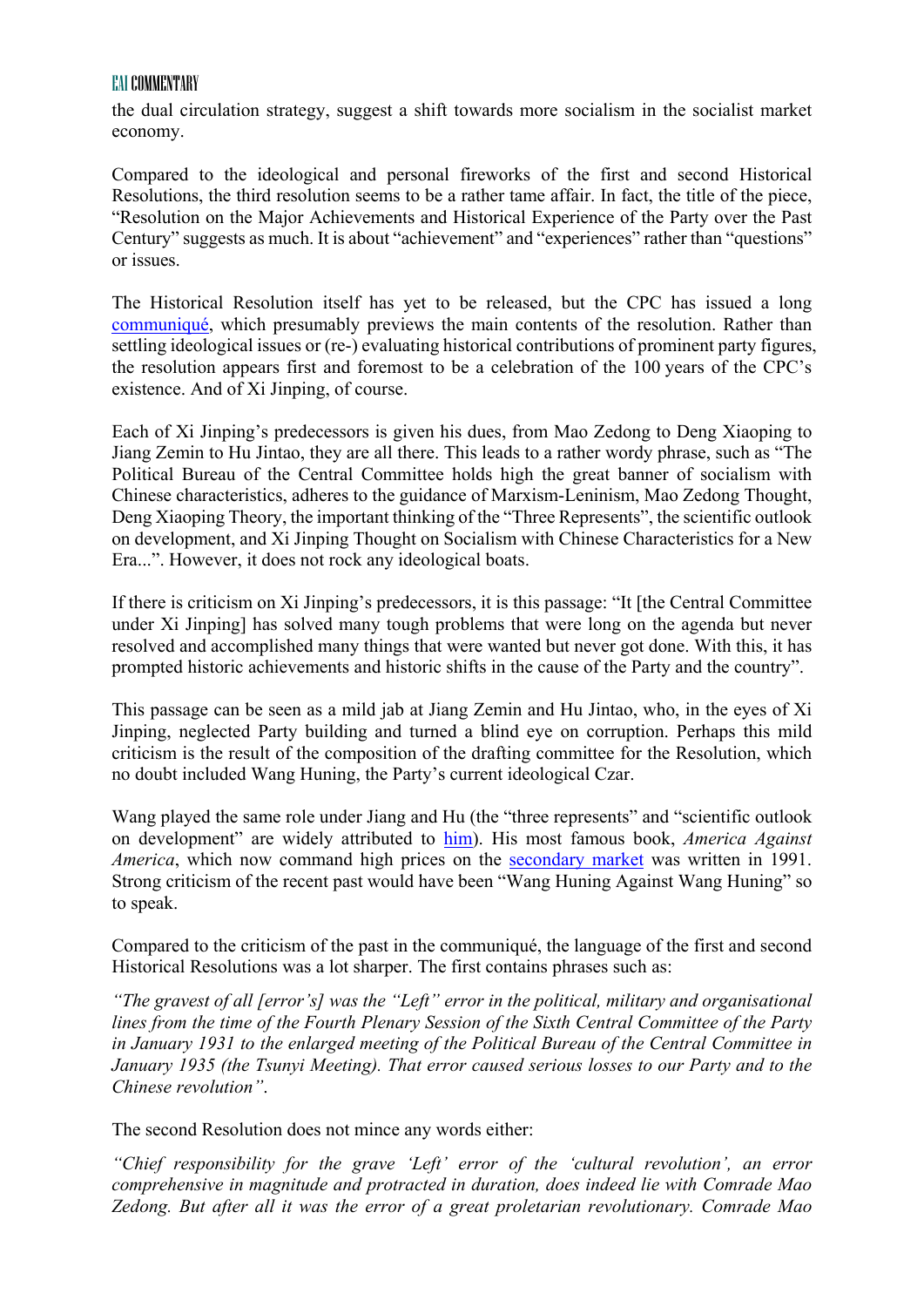the dual circulation strategy, suggest a shift towards more socialism in the socialist market economy.

Compared to the ideological and personal fireworks of the first and second Historical Resolutions, the third resolution seems to be a rather tame affair. In fact, the title of the piece, "Resolution on the Major Achievements and Historical Experience of the Party over the Past Century" suggests as much. It is about "achievement" and "experiences" rather than "questions" or issues.

The Historical Resolution itself has yet to be released, but the CPC has issued a long communiqué, which presumably previews the main contents of the resolution. Rather than settling ideological issues or (re-) evaluating historical contributions of prominent party figures, the resolution appears first and foremost to be a celebration of the 100 years of the CPC's existence. And of Xi Jinping, of course.

Each of Xi Jinping's predecessors is given his dues, from Mao Zedong to Deng Xiaoping to Jiang Zemin to Hu Jintao, they are all there. This leads to a rather wordy phrase, such as "The Political Bureau of the Central Committee holds high the great banner of socialism with Chinese characteristics, adheres to the guidance of Marxism-Leninism, Mao Zedong Thought, Deng Xiaoping Theory, the important thinking of the "Three Represents", the scientific outlook on development, and Xi Jinping Thought on Socialism with Chinese Characteristics for a New Era...". However, it does not rock any ideological boats.

If there is criticism on Xi Jinping's predecessors, it is this passage: "It [the Central Committee under Xi Jinping] has solved many tough problems that were long on the agenda but never resolved and accomplished many things that were wanted but never got done. With this, it has prompted historic achievements and historic shifts in the cause of the Party and the country".

This passage can be seen as a mild jab at Jiang Zemin and Hu Jintao, who, in the eyes of Xi Jinping, neglected Party building and turned a blind eye on corruption. Perhaps this mild criticism is the result of the composition of the drafting committee for the Resolution, which no doubt included Wang Huning, the Party's current ideological Czar.

Wang played the same role under Jiang and Hu (the "three represents" and "scientific outlook on development" are widely attributed to him). His most famous book, *America Against America*, which now command high prices on the secondary market was written in 1991. Strong criticism of the recent past would have been "Wang Huning Against Wang Huning" so to speak.

Compared to the criticism of the past in the communiqué, the language of the first and second Historical Resolutions was a lot sharper. The first contains phrases such as:

*"The gravest of all [error's] was the "Left" error in the political, military and organisational lines from the time of the Fourth Plenary Session of the Sixth Central Committee of the Party in January 1931 to the enlarged meeting of the Political Bureau of the Central Committee in January 1935 (the Tsunyi Meeting). That error caused serious losses to our Party and to the Chinese revolution".*

The second Resolution does not mince any words either:

*"Chief responsibility for the grave 'Left' error of the 'cultural revolution', an error comprehensive in magnitude and protracted in duration, does indeed lie with Comrade Mao Zedong. But after all it was the error of a great proletarian revolutionary. Comrade Mao*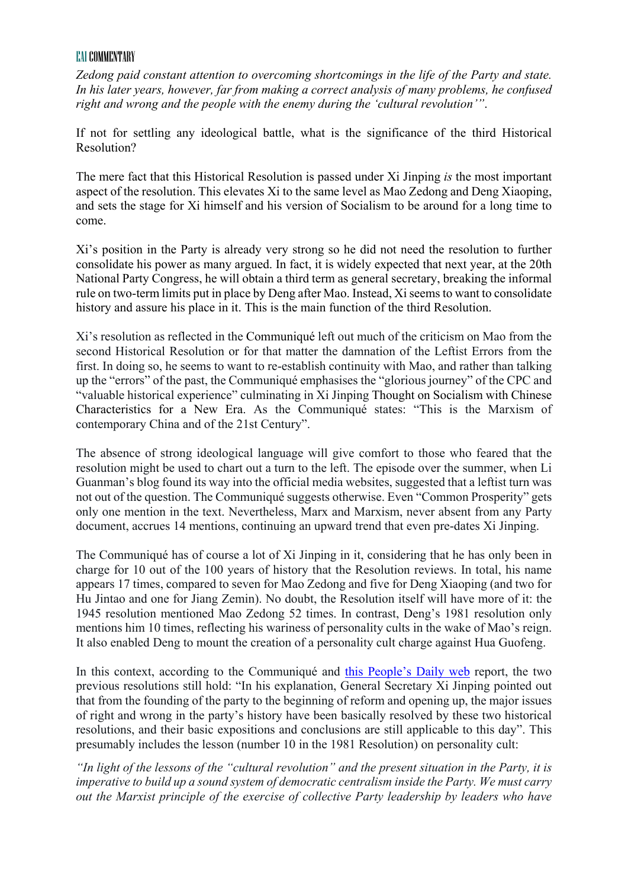*Zedong paid constant attention to overcoming shortcomings in the life of the Party and state. In his later years, however, far from making a correct analysis of many problems, he confused right and wrong and the people with the enemy during the 'cultural revolution'".*

If not for settling any ideological battle, what is the significance of the third Historical Resolution?

The mere fact that this Historical Resolution is passed under Xi Jinping *is* the most important aspect of the resolution. This elevates Xi to the same level as Mao Zedong and Deng Xiaoping, and sets the stage for Xi himself and his version of Socialism to be around for a long time to come.

Xi's position in the Party is already very strong so he did not need the resolution to further consolidate his power as many argued. In fact, it is widely expected that next year, at the 20th National Party Congress, he will obtain a third term as general secretary, breaking the informal rule on two-term limits put in place by Deng after Mao. Instead, Xi seems to want to consolidate history and assure his place in it. This is the main function of the third Resolution.

Xi's resolution as reflected in the Communiqué left out much of the criticism on Mao from the second Historical Resolution or for that matter the damnation of the Leftist Errors from the first. In doing so, he seems to want to re-establish continuity with Mao, and rather than talking up the "errors" of the past, the Communiqué emphasises the "glorious journey" of the CPC and "valuable historical experience" culminating in Xi Jinping Thought on Socialism with Chinese Characteristics for a New Era. As the Communiqué states: "This is the Marxism of contemporary China and of the 21st Century".

The absence of strong ideological language will give comfort to those who feared that the resolution might be used to chart out a turn to the left. The episode over the summer, when Li Guanman's blog found its way into the official media websites, suggested that a leftist turn was not out of the question. The Communiqué suggests otherwise. Even "Common Prosperity" gets only one mention in the text. Nevertheless, Marx and Marxism, never absent from any Party document, accrues 14 mentions, continuing an upward trend that even pre-dates Xi Jinping.

The Communiqué has of course a lot of Xi Jinping in it, considering that he has only been in charge for 10 out of the 100 years of history that the Resolution reviews. In total, his name appears 17 times, compared to seven for Mao Zedong and five for Deng Xiaoping (and two for Hu Jintao and one for Jiang Zemin). No doubt, the Resolution itself will have more of it: the 1945 resolution mentioned Mao Zedong 52 times. In contrast, Deng's 1981 resolution only mentions him 10 times, reflecting his wariness of personality cults in the wake of Mao's reign. It also enabled Deng to mount the creation of a personality cult charge against Hua Guofeng.

In this context, according to the Communiqué and this People's Daily web report, the two previous resolutions still hold: "In his explanation, General Secretary Xi Jinping pointed out that from the founding of the party to the beginning of reform and opening up, the major issues of right and wrong in the party's history have been basically resolved by these two historical resolutions, and their basic expositions and conclusions are still applicable to this day". This presumably includes the lesson (number 10 in the 1981 Resolution) on personality cult:

*"In light of the lessons of the "cultural revolution" and the present situation in the Party, it is imperative to build up a sound system of democratic centralism inside the Party. We must carry out the Marxist principle of the exercise of collective Party leadership by leaders who have*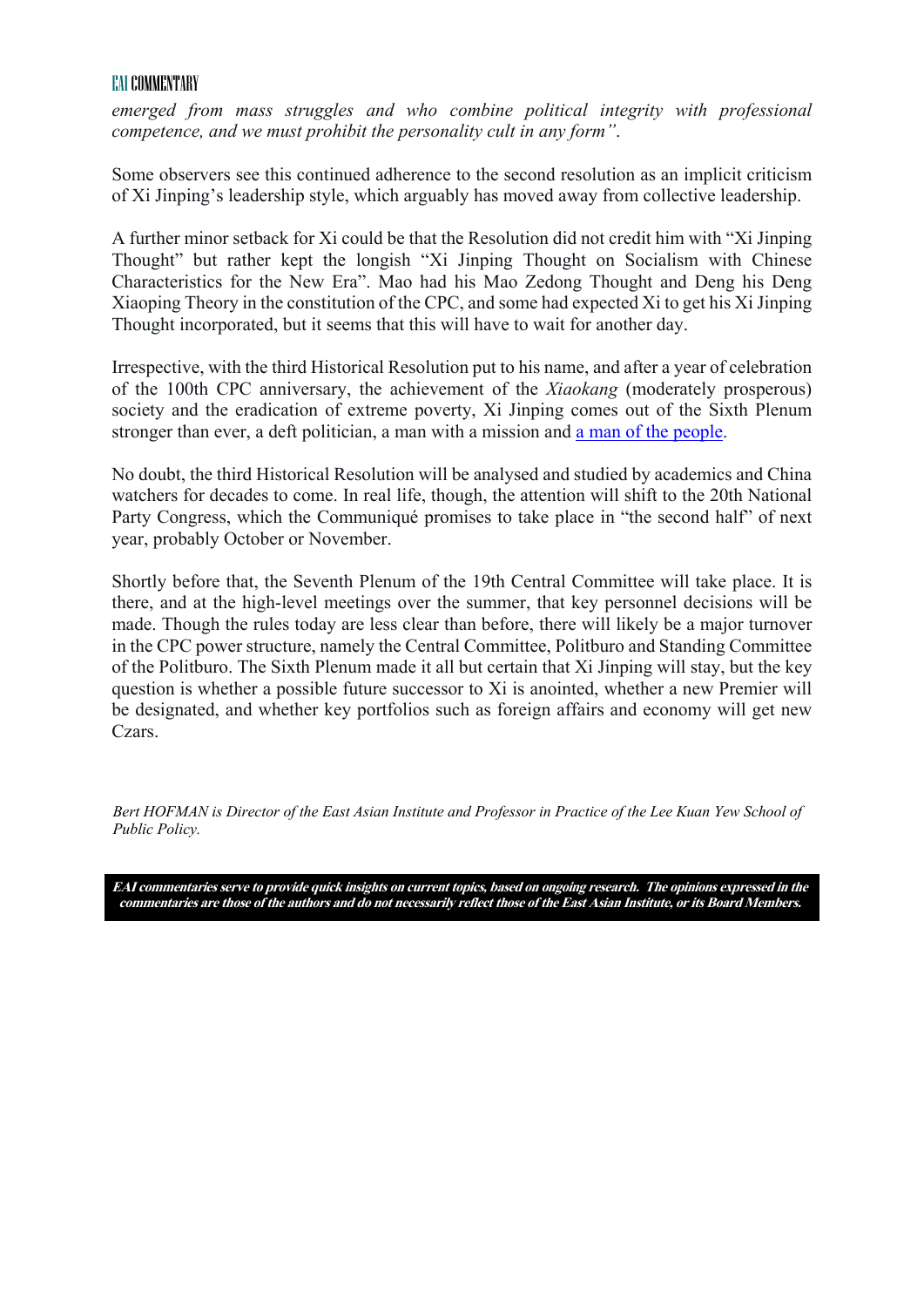*emerged from mass struggles and who combine political integrity with professional competence, and we must prohibit the personality cult in any form".*

Some observers see this continued adherence to the second resolution as an implicit criticism of Xi Jinping's leadership style, which arguably has moved away from collective leadership.

A further minor setback for Xi could be that the Resolution did not credit him with "Xi Jinping Thought" but rather kept the longish "Xi Jinping Thought on Socialism with Chinese Characteristics for the New Era". Mao had his Mao Zedong Thought and Deng his Deng Xiaoping Theory in the constitution of the CPC, and some had expected Xi to get his Xi Jinping Thought incorporated, but it seems that this will have to wait for another day.

Irrespective, with the third Historical Resolution put to his name, and after a year of celebration of the 100th CPC anniversary, the achievement of the *Xiaokang* (moderately prosperous) society and the eradication of extreme poverty, Xi Jinping comes out of the Sixth Plenum stronger than ever, a deft politician, a man with a mission and a man of the people.

No doubt, the third Historical Resolution will be analysed and studied by academics and China watchers for decades to come. In real life, though, the attention will shift to the 20th National Party Congress, which the Communiqué promises to take place in "the second half" of next year, probably October or November.

Shortly before that, the Seventh Plenum of the 19th Central Committee will take place. It is there, and at the high-level meetings over the summer, that key personnel decisions will be made. Though the rules today are less clear than before, there will likely be a major turnover in the CPC power structure, namely the Central Committee, Politburo and Standing Committee of the Politburo. The Sixth Plenum made it all but certain that Xi Jinping will stay, but the key question is whether a possible future successor to Xi is anointed, whether a new Premier will be designated, and whether key portfolios such as foreign affairs and economy will get new Czars.

*Bert HOFMAN is Director of the East Asian Institute and Professor in Practice of the Lee Kuan Yew School of Public Policy.*

***EAI commentaries serve to provide quick insights on current topics, based on ongoing research. The opinions expressed in the commentaries are those of the authors and do not necessarily reflect those of the East Asian Institute, or its Board Members.***